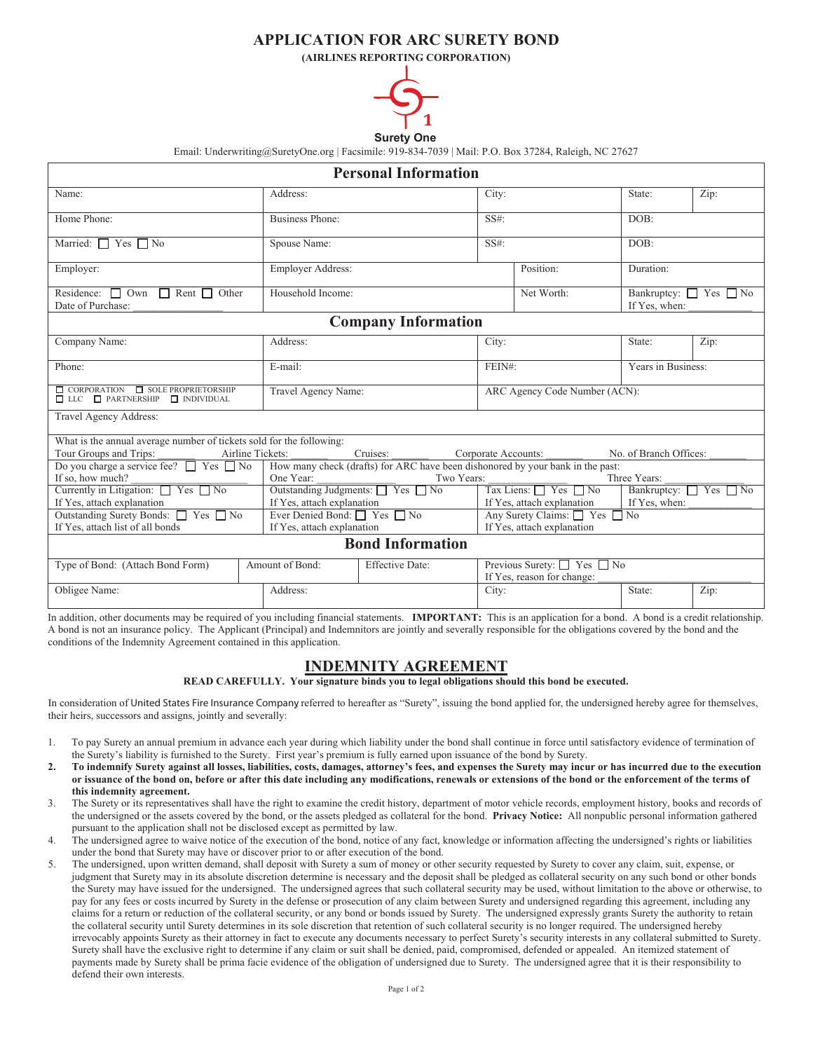# APPLICATION FOR ARC SURETY BOND

**(AIRLINES REPORTING CORPORATION)**

**Surety One**

Email: Underwriting@SuretyOne.org | Facsimile: 919-834-7039 | Mail: P.O. Box 37284, Raleigh, NC 27627

## Personal Information

| Name: | Address: | City: | State: | Zip: |
|---|---|---|---|---|
| Home Phone: | Business Phone: | SS#: | DOB: | |
| Married: ☐ Yes ☐ No | Spouse Name: | SS#: | DOB: | |
| Employer: | Employer Address: | Position: | Duration: | |
| Residence: ☐ Own ☐ Rent ☐ Other<br>Date of Purchase: ________ | Household Income: | Net Worth: | Bankruptcy: ☐ Yes ☐ No<br>If Yes, when: ________ | |

## Company Information

| Company Name: | Address: | City: | State: | Zip: |
|---|---|---|---|---|
| Phone: | E-mail: | FEIN#: | Years in Business: | |
| ☐ CORPORATION ☐ SOLE PROPRIETORSHIP ☐ LLC ☐ PARTNERSHIP ☐ INDIVIDUAL | Travel Agency Name: | ARC Agency Code Number (ACN): | | |
| Travel Agency Address: | | | | |

What is the annual average number of tickets sold for the following:
Tour Groups and Trips: _______ Airline Tickets: _______ Cruises: _______ Corporate Accounts: _______ No. of Branch Offices: _______

| | | | |
|---|---|---|---|
| Do you charge a service fee? ☐ Yes ☐ No<br>If so, how much? ________ | How many check (drafts) for ARC have been dishonored by your bank in the past:<br>One Year: ________ Two Years: ________ Three Years: ________ | | |
| Currently in Litigation: ☐ Yes ☐ No<br>If Yes, attach explanation | Outstanding Judgments: ☐ Yes ☐ No<br>If Yes, attach explanation | Tax Liens: ☐ Yes ☐ No<br>If Yes, attach explanation | Bankruptcy: ☐ Yes ☐ No<br>If Yes, when: ________ |
| Outstanding Surety Bonds: ☐ Yes ☐ No<br>If Yes, attach list of all bonds | Ever Denied Bond: ☐ Yes ☐ No<br>If Yes, attach explanation | Any Surety Claims: ☐ Yes ☐ No<br>If Yes, attach explanation | |

## Bond Information

| Type of Bond: (Attach Bond Form) | Amount of Bond: | Effective Date: | Previous Surety: ☐ Yes ☐ No<br>If Yes, reason for change: ________ | |
|---|---|---|---|---|
| Obligee Name: | Address: | City: | State: | Zip: |

In addition, other documents may be required of you including financial statements. **IMPORTANT:** This is an application for a bond. A bond is a credit relationship. A bond is not an insurance policy. The Applicant (Principal) and Indemnitors are jointly and severally responsible for the obligations covered by the bond and the conditions of the Indemnity Agreement contained in this application.

## INDEMNITY AGREEMENT

**READ CAREFULLY. Your signature binds you to legal obligations should this bond be executed.**

In consideration of United States Fire Insurance Company referred to hereafter as "Surety", issuing the bond applied for, the undersigned hereby agree for themselves, their heirs, successors and assigns, jointly and severally:

1. To pay Surety an annual premium in advance each year during which liability under the bond shall continue in force until satisfactory evidence of termination of the Surety's liability is furnished to the Surety. First year's premium is fully earned upon issuance of the bond by Surety.
2. **To indemnify Surety against all losses, liabilities, costs, damages, attorney's fees, and expenses the Surety may incur or has incurred due to the execution or issuance of the bond on, before or after this date including any modifications, renewals or extensions of the bond or the enforcement of the terms of this indemnity agreement.**
3. The Surety or its representatives shall have the right to examine the credit history, department of motor vehicle records, employment history, books and records of the undersigned or the assets covered by the bond, or the assets pledged as collateral for the bond. **Privacy Notice:** All nonpublic personal information gathered pursuant to the application shall not be disclosed except as permitted by law.
4. The undersigned agree to waive notice of the execution of the bond, notice of any fact, knowledge or information affecting the undersigned's rights or liabilities under the bond that Surety may have or discover prior to or after execution of the bond.
5. The undersigned, upon written demand, shall deposit with Surety a sum of money or other security requested by Surety to cover any claim, suit, expense, or judgment that Surety may in its absolute discretion determine is necessary and the deposit shall be pledged as collateral security on any such bond or other bonds the Surety may have issued for the undersigned. The undersigned agrees that such collateral security may be used, without limitation to the above or otherwise, to pay for any fees or costs incurred by Surety in the defense or prosecution of any claim between Surety and undersigned regarding this agreement, including any claims for a return or reduction of the collateral security, or any bond or bonds issued by Surety. The undersigned expressly grants Surety the authority to retain the collateral security until Surety determines in its sole discretion that retention of such collateral security is no longer required. The undersigned hereby irrevocably appoints Surety as their attorney in fact to execute any documents necessary to perfect Surety's security interests in any collateral submitted to Surety. Surety shall have the exclusive right to determine if any claim or suit shall be denied, paid, compromised, defended or appealed. An itemized statement of payments made by Surety shall be prima facie evidence of the obligation of undersigned due to Surety. The undersigned agree that it is their responsibility to defend their own interests.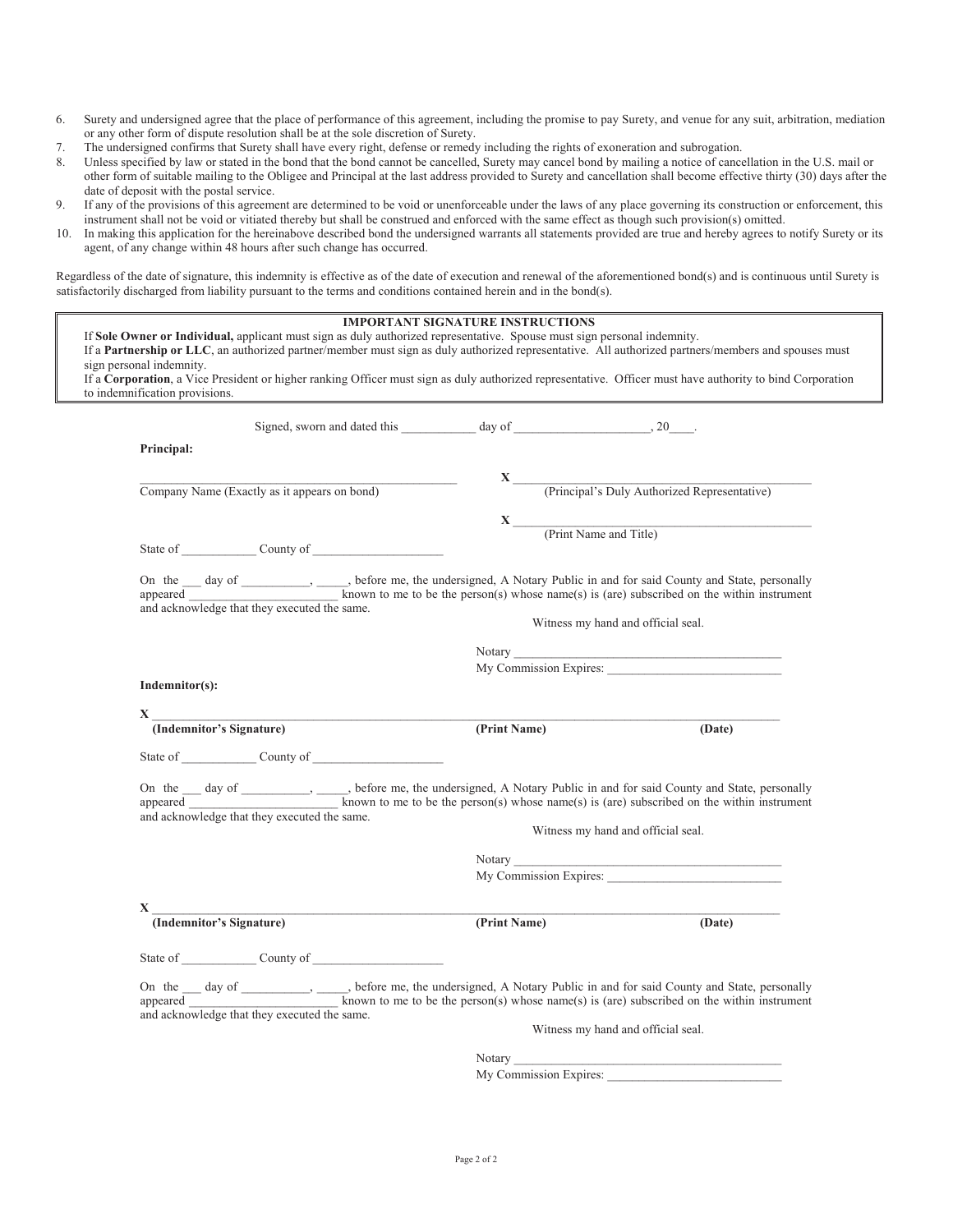6. Surety and undersigned agree that the place of performance of this agreement, including the promise to pay Surety, and venue for any suit, arbitration, mediation or any other form of dispute resolution shall be at the sole discretion of Surety.
7. The undersigned confirms that Surety shall have every right, defense or remedy including the rights of exoneration and subrogation.
8. Unless specified by law or stated in the bond that the bond cannot be cancelled, Surety may cancel bond by mailing a notice of cancellation in the U.S. mail or other form of suitable mailing to the Obligee and Principal at the last address provided to Surety and cancellation shall become effective thirty (30) days after the date of deposit with the postal service.
9. If any of the provisions of this agreement are determined to be void or unenforceable under the laws of any place governing its construction or enforcement, this instrument shall not be void or vitiated thereby but shall be construed and enforced with the same effect as though such provision(s) omitted.
10. In making this application for the hereinabove described bond the undersigned warrants all statements provided are true and hereby agrees to notify Surety or its agent, of any change within 48 hours after such change has occurred.

Regardless of the date of signature, this indemnity is effective as of the date of execution and renewal of the aforementioned bond(s) and is continuous until Surety is satisfactorily discharged from liability pursuant to the terms and conditions contained herein and in the bond(s).

**IMPORTANT SIGNATURE INSTRUCTIONS**

If **Sole Owner or Individual,** applicant must sign as duly authorized representative. Spouse must sign personal indemnity.
If a **Partnership or LLC**, an authorized partner/member must sign as duly authorized representative. All authorized partners/members and spouses must sign personal indemnity.
If a **Corporation**, a Vice President or higher ranking Officer must sign as duly authorized representative. Officer must have authority to bind Corporation to indemnification provisions.

Signed, sworn and dated this ___________ day of _____________________, 20____.

**Principal:**

_____________________________________________ **X** _____________________________________________
Company Name (Exactly as it appears on bond) (Principal's Duly Authorized Representative)

**X** _____________________________________________
(Print Name and Title)

State of ___________ County of ____________________

On the ___ day of __________, _____, before me, the undersigned, A Notary Public in and for said County and State, personally appeared _______________________ known to me to be the person(s) whose name(s) is (are) subscribed on the within instrument and acknowledge that they executed the same.

Witness my hand and official seal.

Notary ________________________________________
My Commission Expires: ___________________________

**Indemnitor(s):**

**X** ______________________________________________________________________________________
**(Indemnitor's Signature)** **(Print Name)** **(Date)**

State of ___________ County of ____________________

On the ___ day of __________, _____, before me, the undersigned, A Notary Public in and for said County and State, personally appeared _______________________ known to me to be the person(s) whose name(s) is (are) subscribed on the within instrument and acknowledge that they executed the same.

Witness my hand and official seal.

Notary ________________________________________
My Commission Expires: ___________________________

**X** ______________________________________________________________________________________
**(Indemnitor's Signature)** **(Print Name)** **(Date)**

State of ___________ County of ____________________

On the ___ day of __________, _____, before me, the undersigned, A Notary Public in and for said County and State, personally appeared _______________________ known to me to be the person(s) whose name(s) is (are) subscribed on the within instrument and acknowledge that they executed the same.

Witness my hand and official seal.

Notary ________________________________________
My Commission Expires: ___________________________